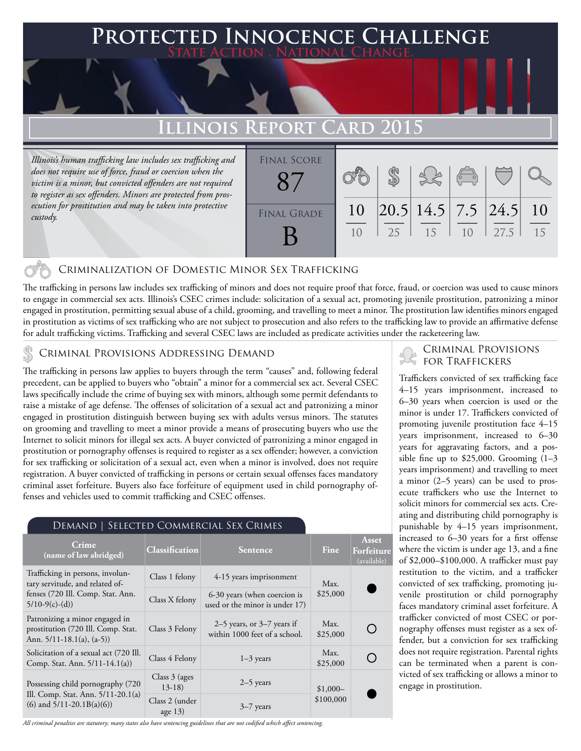# Protected Innocence Challenge

State Action . National Change.

## Illinois Report Card 2015

*Illinois's human trafficking law includes sex trafficking and does not require use of force, fraud or coercion when the victim is a minor, but convicted offenders are not required to register as sex offenders. Minors are protected from prosecution for prostitution and may be taken into protective custody.*

**Final Score:** 87

**Final Grade:** B

| Criminalization of Domestic Minor Sex Trafficking | Criminal Provisions Addressing Demand | Criminal Provisions for Traffickers | Criminal Provisions for Facilitators | Protective Provisions for the Child Victims | Criminal Justice Tools for Investigation and Prosecutions |
|---|---|---|---|---|---|
| 10/10 | 20.5/25 | 14.5/15 | 7.5/10 | 24.5/27.5 | 10/15 |

### Criminalization of Domestic Minor Sex Trafficking

The trafficking in persons law includes sex trafficking of minors and does not require proof that force, fraud, or coercion was used to cause minors to engage in commercial sex acts. Illinois's CSEC crimes include: solicitation of a sexual act, promoting juvenile prostitution, patronizing a minor engaged in prostitution, permitting sexual abuse of a child, grooming, and travelling to meet a minor. The prostitution law identifies minors engaged in prostitution as victims of sex trafficking who are not subject to prosecution and also refers to the trafficking law to provide an affirmative defense for adult trafficking victims. Trafficking and several CSEC laws are included as predicate activities under the racketeering law.

### Criminal Provisions Addressing Demand

The trafficking in persons law applies to buyers through the term "causes" and, following federal precedent, can be applied to buyers who "obtain" a minor for a commercial sex act. Several CSEC laws specifically include the crime of buying sex with minors, although some permit defendants to raise a mistake of age defense. The offenses of solicitation of a sexual act and patronizing a minor engaged in prostitution distinguish between buying sex with adults versus minors. The statutes on grooming and travelling to meet a minor provide a means of prosecuting buyers who use the Internet to solicit minors for illegal sex acts. A buyer convicted of patronizing a minor engaged in prostitution or pornography offenses is required to register as a sex offender; however, a conviction for sex trafficking or solicitation of a sexual act, even when a minor is involved, does not require registration. A buyer convicted of trafficking in persons or certain sexual offenses faces mandatory criminal asset forfeiture. Buyers also face forfeiture of equipment used in child pornography offenses and vehicles used to commit trafficking and CSEC offenses.

#### Demand | Selected Commercial Sex Crimes

| Crime (name of law abridged) | Classification | Sentence | Fine | Asset Forfeiture (available) |
|---|---|---|---|---|
| Trafficking in persons, involuntary servitude, and related offenses (720 Ill. Comp. Stat. Ann. 5/10-9(c)-(d)) | Class 1 felony | 4-15 years imprisonment | Max. $25,000 | ● |
| | Class X felony | 6-30 years (when coercion is used or the minor is under 17) | | |
| Patronizing a minor engaged in prostitution (720 Ill. Comp. Stat. Ann. 5/11-18.1(a), (a-5)) | Class 3 Felony | 2–5 years, or 3–7 years if within 1000 feet of a school. | Max. $25,000 | ○ |
| Solicitation of a sexual act (720 Ill. Comp. Stat. Ann. 5/11-14.1(a)) | Class 4 Felony | 1–3 years | Max. $25,000 | ○ |
| Possessing child pornography (720 Ill. Comp. Stat. Ann. 5/11-20.1(a)(6) and 5/11-20.1B(a)(6)) | Class 3 (ages 13-18) | 2–5 years | $1,000–$100,000 | ● |
| | Class 2 (under age 13) | 3–7 years | | |

*All criminal penalties are statutory; many states also have sentencing guidelines that are not codified which affect sentencing.*

### Criminal Provisions for Traffickers

Traffickers convicted of sex trafficking face 4–15 years imprisonment, increased to 6–30 years when coercion is used or the minor is under 17. Traffickers convicted of promoting juvenile prostitution face 4–15 years imprisonment, increased to 6–30 years for aggravating factors, and a possible fine up to $25,000. Grooming (1–3 years imprisonment) and travelling to meet a minor (2–5 years) can be used to prosecute traffickers who use the Internet to solicit minors for commercial sex acts. Creating and distributing child pornography is punishable by 4–15 years imprisonment, increased to 6–30 years for a first offense where the victim is under age 13, and a fine of $2,000–$100,000. A trafficker must pay restitution to the victim, and a trafficker convicted of sex trafficking, promoting juvenile prostitution or child pornography faces mandatory criminal asset forfeiture. A trafficker convicted of most CSEC or pornography offenses must register as a sex offender, but a conviction for sex trafficking does not require registration. Parental rights can be terminated when a parent is convicted of sex trafficking or allows a minor to engage in prostitution.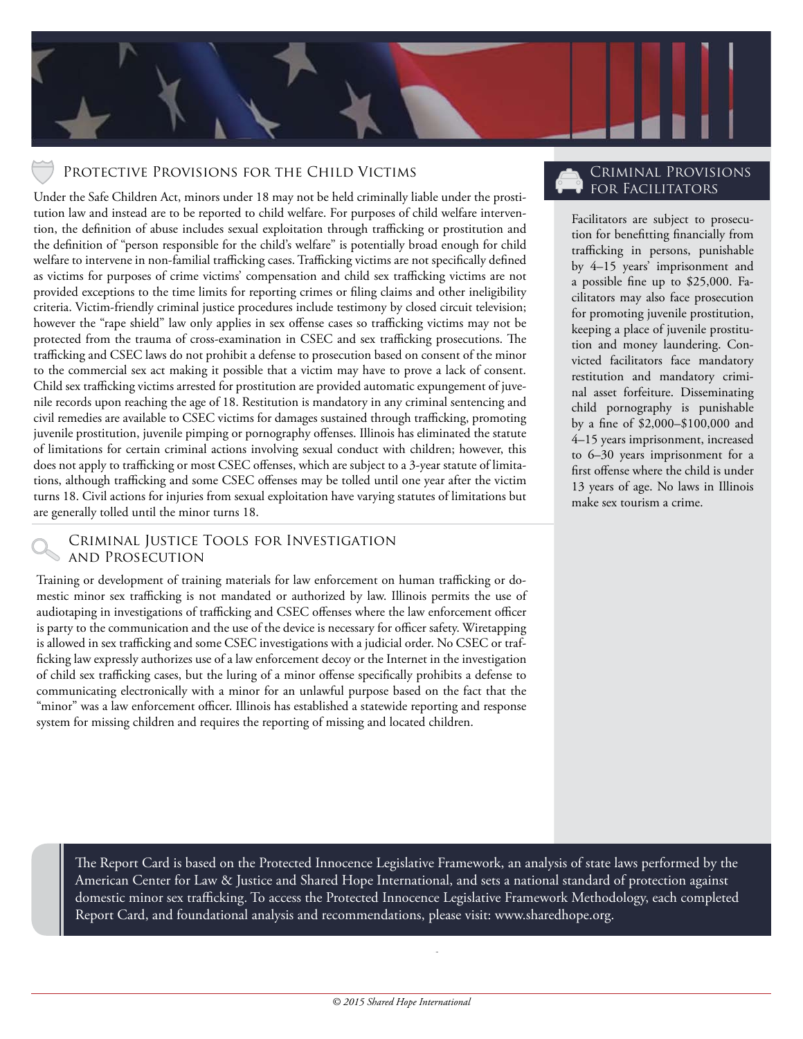## Protective Provisions for the Child Victims

Under the Safe Children Act, minors under 18 may not be held criminally liable under the prostitution law and instead are to be reported to child welfare. For purposes of child welfare intervention, the definition of abuse includes sexual exploitation through trafficking or prostitution and the definition of "person responsible for the child's welfare" is potentially broad enough for child welfare to intervene in non-familial trafficking cases. Trafficking victims are not specifically defined as victims for purposes of crime victims' compensation and child sex trafficking victims are not provided exceptions to the time limits for reporting crimes or filing claims and other ineligibility criteria. Victim-friendly criminal justice procedures include testimony by closed circuit television; however the "rape shield" law only applies in sex offense cases so trafficking victims may not be protected from the trauma of cross-examination in CSEC and sex trafficking prosecutions. The trafficking and CSEC laws do not prohibit a defense to prosecution based on consent of the minor to the commercial sex act making it possible that a victim may have to prove a lack of consent. Child sex trafficking victims arrested for prostitution are provided automatic expungement of juvenile records upon reaching the age of 18. Restitution is mandatory in any criminal sentencing and civil remedies are available to CSEC victims for damages sustained through trafficking, promoting juvenile prostitution, juvenile pimping or pornography offenses. Illinois has eliminated the statute of limitations for certain criminal actions involving sexual conduct with children; however, this does not apply to trafficking or most CSEC offenses, which are subject to a 3-year statute of limitations, although trafficking and some CSEC offenses may be tolled until one year after the victim turns 18. Civil actions for injuries from sexual exploitation have varying statutes of limitations but are generally tolled until the minor turns 18.

## Criminal Justice Tools for Investigation and Prosecution

Training or development of training materials for law enforcement on human trafficking or domestic minor sex trafficking is not mandated or authorized by law. Illinois permits the use of audiotaping in investigations of trafficking and CSEC offenses where the law enforcement officer is party to the communication and the use of the device is necessary for officer safety. Wiretapping is allowed in sex trafficking and some CSEC investigations with a judicial order. No CSEC or trafficking law expressly authorizes use of a law enforcement decoy or the Internet in the investigation of child sex trafficking cases, but the luring of a minor offense specifically prohibits a defense to communicating electronically with a minor for an unlawful purpose based on the fact that the "minor" was a law enforcement officer. Illinois has established a statewide reporting and response system for missing children and requires the reporting of missing and located children.

## Criminal Provisions for Facilitators

Facilitators are subject to prosecution for benefitting financially from trafficking in persons, punishable by 4–15 years' imprisonment and a possible fine up to $25,000. Facilitators may also face prosecution for promoting juvenile prostitution, keeping a place of juvenile prostitution and money laundering. Convicted facilitators face mandatory restitution and mandatory criminal asset forfeiture. Disseminating child pornography is punishable by a fine of $2,000–$100,000 and 4–15 years imprisonment, increased to 6–30 years imprisonment for a first offense where the child is under 13 years of age. No laws in Illinois make sex tourism a crime.

The Report Card is based on the Protected Innocence Legislative Framework, an analysis of state laws performed by the American Center for Law & Justice and Shared Hope International, and sets a national standard of protection against domestic minor sex trafficking. To access the Protected Innocence Legislative Framework Methodology, each completed Report Card, and foundational analysis and recommendations, please visit: www.sharedhope.org.

*© 2015 Shared Hope International*